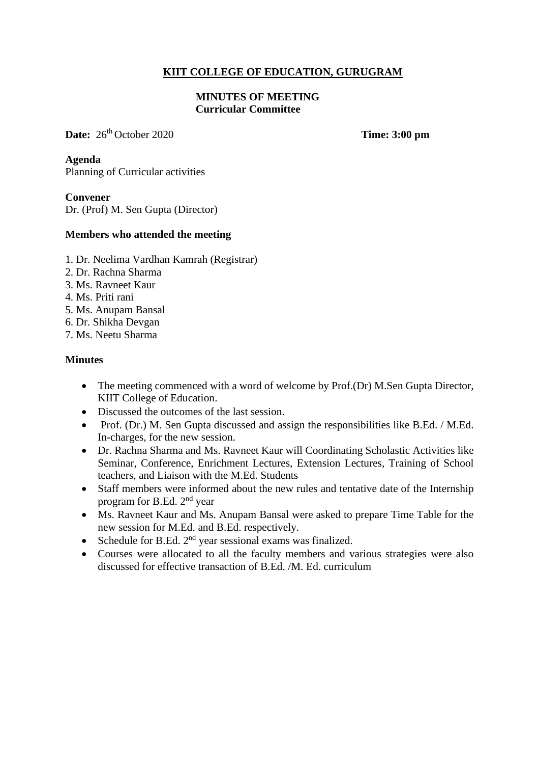# KIIT COLLEGE OF EDUCATION, GURUGRAM

## MINUTES OF MEETING
**Curricular Committee**

**Date:** 26th October 2020 **Time: 3:00 pm**

**Agenda**
Planning of Curricular activities

**Convener**
Dr. (Prof) M. Sen Gupta (Director)

**Members who attended the meeting**

1. Dr. Neelima Vardhan Kamrah (Registrar)
2. Dr. Rachna Sharma
3. Ms. Ravneet Kaur
4. Ms. Priti rani
5. Ms. Anupam Bansal
6. Dr. Shikha Devgan
7. Ms. Neetu Sharma

**Minutes**

- The meeting commenced with a word of welcome by Prof.(Dr) M.Sen Gupta Director, KIIT College of Education.
- Discussed the outcomes of the last session.
- Prof. (Dr.) M. Sen Gupta discussed and assign the responsibilities like B.Ed. / M.Ed. In-charges, for the new session.
- Dr. Rachna Sharma and Ms. Ravneet Kaur will Coordinating Scholastic Activities like Seminar, Conference, Enrichment Lectures, Extension Lectures, Training of School teachers, and Liaison with the M.Ed. Students
- Staff members were informed about the new rules and tentative date of the Internship program for B.Ed. 2nd year
- Ms. Ravneet Kaur and Ms. Anupam Bansal were asked to prepare Time Table for the new session for M.Ed. and B.Ed. respectively.
- Schedule for B.Ed. 2nd year sessional exams was finalized.
- Courses were allocated to all the faculty members and various strategies were also discussed for effective transaction of B.Ed. /M. Ed. curriculum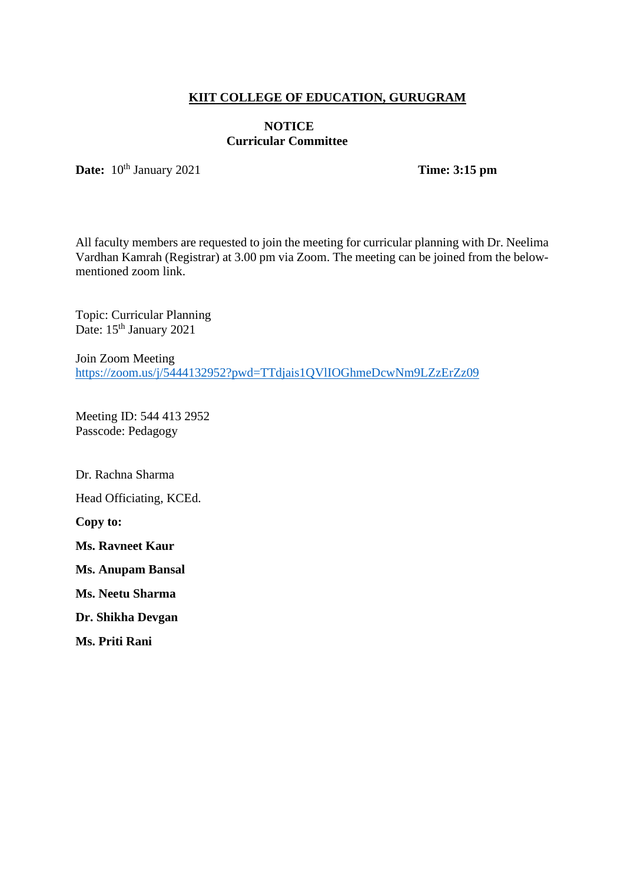**KIIT COLLEGE OF EDUCATION, GURUGRAM**

**NOTICE**
**Curricular Committee**

**Date:** 10th January 2021 **Time: 3:15 pm**

All faculty members are requested to join the meeting for curricular planning with Dr. Neelima Vardhan Kamrah (Registrar) at 3.00 pm via Zoom. The meeting can be joined from the below-mentioned zoom link.

Topic: Curricular Planning
Date: 15th January 2021

Join Zoom Meeting
https://zoom.us/j/5444132952?pwd=TTdjais1QVlIOGhmeDcwNm9LZzErZz09

Meeting ID: 544 413 2952
Passcode: Pedagogy

Dr. Rachna Sharma

Head Officiating, KCEd.

**Copy to:**

**Ms. Ravneet Kaur**

**Ms. Anupam Bansal**

**Ms. Neetu Sharma**

**Dr. Shikha Devgan**

**Ms. Priti Rani**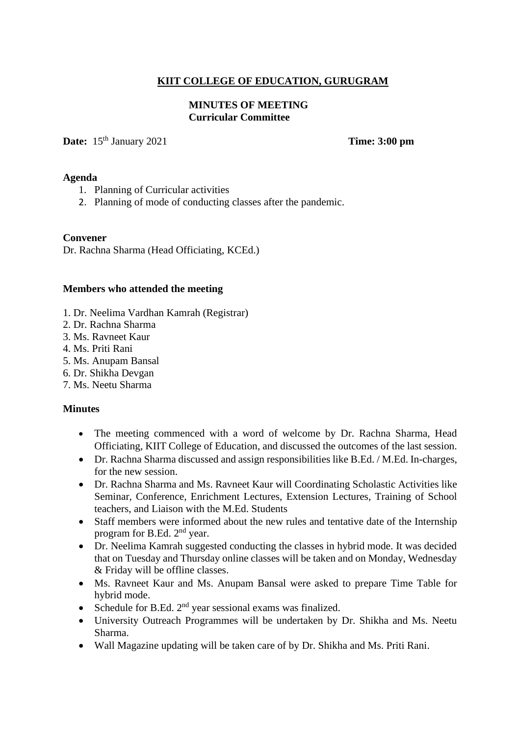**KIIT COLLEGE OF EDUCATION, GURUGRAM**

**MINUTES OF MEETING**
**Curricular Committee**

**Date:** 15th January 2021 **Time: 3:00 pm**

**Agenda**

1. Planning of Curricular activities
2. Planning of mode of conducting classes after the pandemic.

**Convener**

Dr. Rachna Sharma (Head Officiating, KCEd.)

**Members who attended the meeting**

1. Dr. Neelima Vardhan Kamrah (Registrar)
2. Dr. Rachna Sharma
3. Ms. Ravneet Kaur
4. Ms. Priti Rani
5. Ms. Anupam Bansal
6. Dr. Shikha Devgan
7. Ms. Neetu Sharma

**Minutes**

- The meeting commenced with a word of welcome by Dr. Rachna Sharma, Head Officiating, KIIT College of Education, and discussed the outcomes of the last session.
- Dr. Rachna Sharma discussed and assign responsibilities like B.Ed. / M.Ed. In-charges, for the new session.
- Dr. Rachna Sharma and Ms. Ravneet Kaur will Coordinating Scholastic Activities like Seminar, Conference, Enrichment Lectures, Extension Lectures, Training of School teachers, and Liaison with the M.Ed. Students
- Staff members were informed about the new rules and tentative date of the Internship program for B.Ed. 2nd year.
- Dr. Neelima Kamrah suggested conducting the classes in hybrid mode. It was decided that on Tuesday and Thursday online classes will be taken and on Monday, Wednesday & Friday will be offline classes.
- Ms. Ravneet Kaur and Ms. Anupam Bansal were asked to prepare Time Table for hybrid mode.
- Schedule for B.Ed. 2nd year sessional exams was finalized.
- University Outreach Programmes will be undertaken by Dr. Shikha and Ms. Neetu Sharma.
- Wall Magazine updating will be taken care of by Dr. Shikha and Ms. Priti Rani.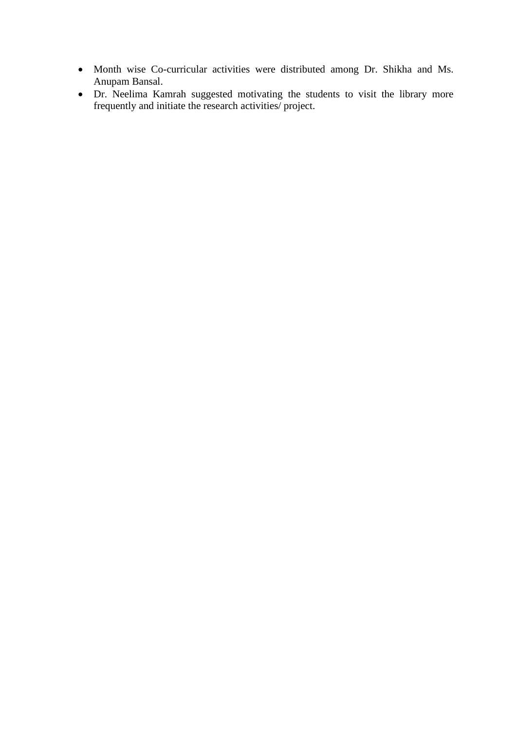- Month wise Co-curricular activities were distributed among Dr. Shikha and Ms. Anupam Bansal.
- Dr. Neelima Kamrah suggested motivating the students to visit the library more frequently and initiate the research activities/ project.